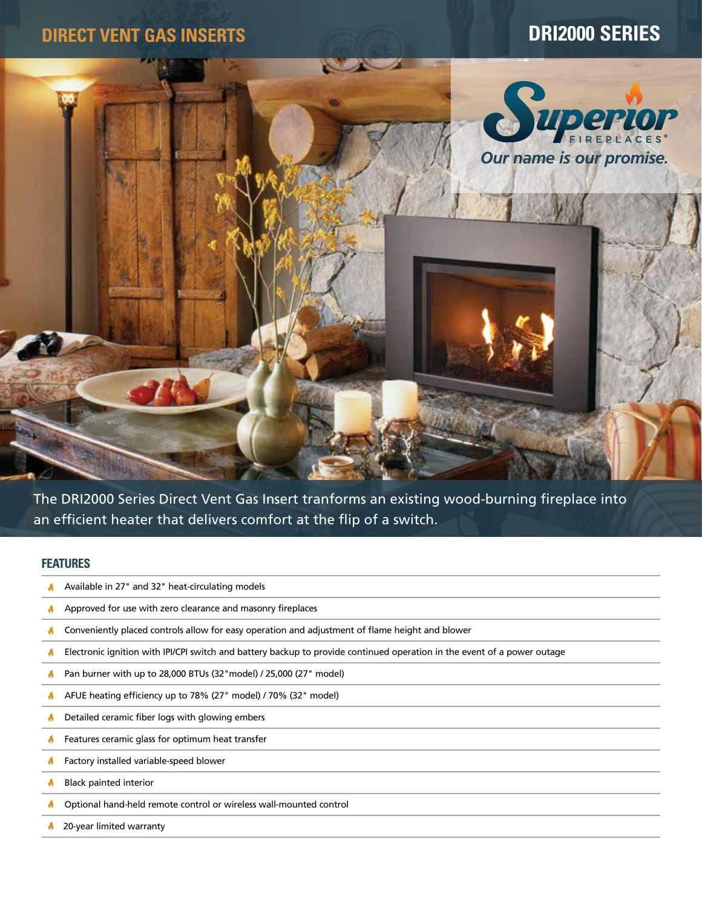# DIRECT VENT GAS INSERTS

# DRI2000 SERIES

Superior FIREPLACES®

*Our name is our promise.*

The DRI2000 Series Direct Vent Gas Insert tranforms an existing wood-burning fireplace into an efficient heater that delivers comfort at the flip of a switch.

## FEATURES

- Available in 27" and 32" heat-circulating models
- Approved for use with zero clearance and masonry fireplaces
- Conveniently placed controls allow for easy operation and adjustment of flame height and blower
- Electronic ignition with IPI/CPI switch and battery backup to provide continued operation in the event of a power outage
- Pan burner with up to 28,000 BTUs (32"model) / 25,000 (27" model)
- AFUE heating efficiency up to 78% (27" model) / 70% (32" model)
- Detailed ceramic fiber logs with glowing embers
- Features ceramic glass for optimum heat transfer
- Factory installed variable-speed blower
- Black painted interior
- Optional hand-held remote control or wireless wall-mounted control
- 20-year limited warranty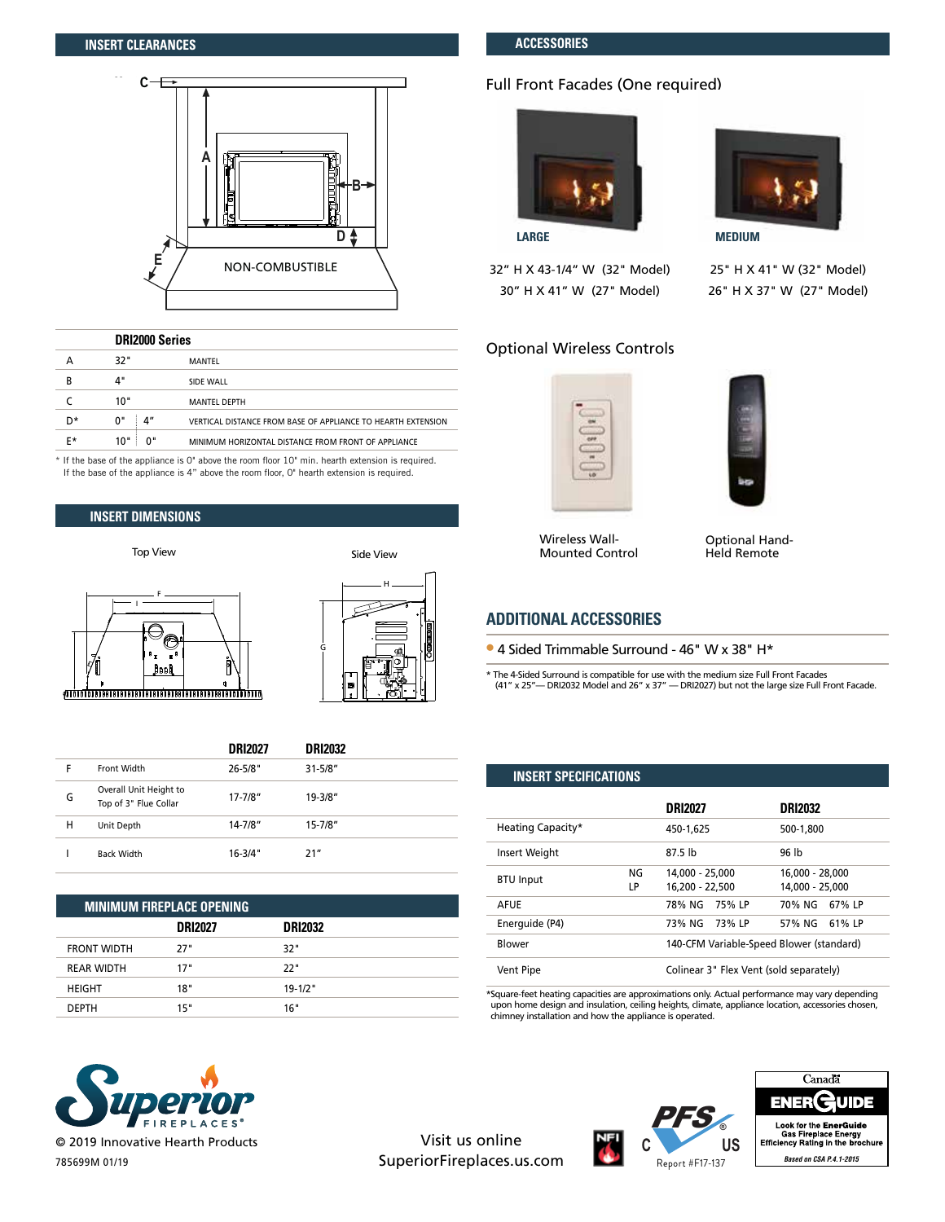## INSERT CLEARANCES

C

A

B

D

E

NON-COMBUSTIBLE

| | DRI2000 Series | | |
|---|---|---|---|
| A | 32" | | MANTEL |
| B | 4" | | SIDE WALL |
| C | 10" | | MANTEL DEPTH |
| D* | 0" | 4" | VERTICAL DISTANCE FROM BASE OF APPLIANCE TO HEARTH EXTENSION |
| E* | 10" | 0" | MINIMUM HORIZONTAL DISTANCE FROM FRONT OF APPLIANCE |

* If the base of the appliance is 0" above the room floor 10" min. hearth extension is required.
If the base of the appliance is 4" above the room floor, 0" hearth extension is required.

## INSERT DIMENSIONS

Top View

Side View

| | | DRI2027 | DRI2032 |
|---|---|---|---|
| F | Front Width | 26-5/8" | 31-5/8" |
| G | Overall Unit Height to Top of 3" Flue Collar | 17-7/8" | 19-3/8" |
| H | Unit Depth | 14-7/8" | 15-7/8" |
| I | Back Width | 16-3/4" | 21" |

## MINIMUM FIREPLACE OPENING

| | DRI2027 | DRI2032 |
|---|---|---|
| FRONT WIDTH | 27" | 32" |
| REAR WIDTH | 17" | 22" |
| HEIGHT | 18" | 19-1/2" |
| DEPTH | 15" | 16" |

## ACCESSORIES

### Full Front Facades (One required)

**LARGE**

32" H X 43-1/4" W (32" Model)
30" H X 41" W (27" Model)

**MEDIUM**

25" H X 41" W (32" Model)
26" H X 37" W (27" Model)

### Optional Wireless Controls

Wireless Wall-Mounted Control

Optional Hand-Held Remote

## ADDITIONAL ACCESSORIES

- 4 Sided Trimmable Surround - 46" W x 38" H*

* The 4-Sided Surround is compatible for use with the medium size Full Front Facades (41" x 25"— DRI2032 Model and 26" x 37" — DRI2027) but not the large size Full Front Facade.

## INSERT SPECIFICATIONS

| | | DRI2027 | DRI2032 |
|---|---|---|---|
| Heating Capacity* | | 450-1,625 | 500-1,800 |
| Insert Weight | | 87.5 lb | 96 lb |
| BTU Input | NG<br>LP | 14,000 - 25,000<br>16,200 - 22,500 | 16,000 - 28,000<br>14,000 - 25,000 |
| AFUE | | 78% NG 75% LP | 70% NG 67% LP |
| Energuide (P4) | | 73% NG 73% LP | 57% NG 61% LP |
| Blower | | 140-CFM Variable-Speed Blower (standard) | |
| Vent Pipe | | Colinear 3" Flex Vent (sold separately) | |

*Square-feet heating capacities are approximations only. Actual performance may vary depending upon home design and insulation, ceiling heights, climate, appliance location, accessories chosen, chimney installation and how the appliance is operated.

Superior FIREPLACES®

© 2019 Innovative Hearth Products

785699M 01/19

Visit us online
SuperiorFireplaces.us.com

NFI

PFS C US Report #F17-137

Canada ENERGUIDE Look for the EnerGuide Gas Fireplace Energy Efficiency Rating in the brochure *Based on CSA P.4.1-2015*